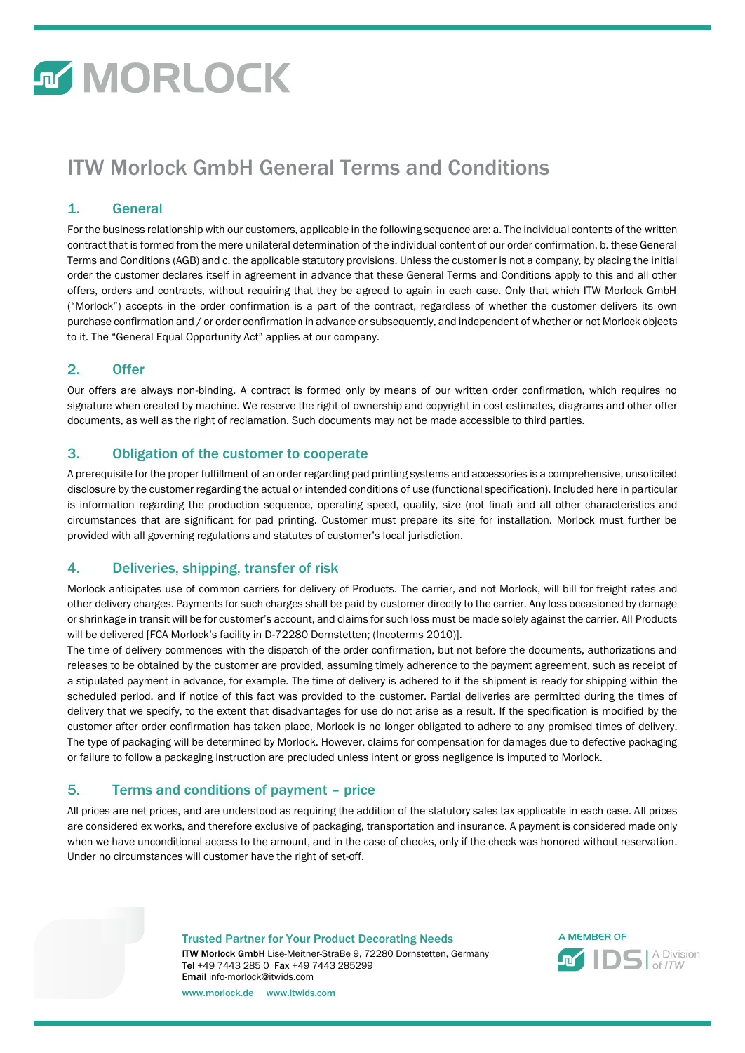# ITW Morlock GmbH General Terms and Conditions

## 1. General

For the business relationship with our customers, applicable in the following sequence are: a. The individual contents of the written contract that is formed from the mere unilateral determination of the individual content of our order confirmation. b. these General Terms and Conditions (AGB) and c. the applicable statutory provisions. Unless the customer is not a company, by placing the initial order the customer declares itself in agreement in advance that these General Terms and Conditions apply to this and all other offers, orders and contracts, without requiring that they be agreed to again in each case. Only that which ITW Morlock GmbH ("Morlock") accepts in the order confirmation is a part of the contract, regardless of whether the customer delivers its own purchase confirmation and / or order confirmation in advance or subsequently, and independent of whether or not Morlock objects to it. The "General Equal Opportunity Act" applies at our company.

## 2. Offer

Our offers are always non-binding. A contract is formed only by means of our written order confirmation, which requires no signature when created by machine. We reserve the right of ownership and copyright in cost estimates, diagrams and other offer documents, as well as the right of reclamation. Such documents may not be made accessible to third parties.

## 3. Obligation of the customer to cooperate

A prerequisite for the proper fulfillment of an order regarding pad printing systems and accessories is a comprehensive, unsolicited disclosure by the customer regarding the actual or intended conditions of use (functional specification). Included here in particular is information regarding the production sequence, operating speed, quality, size (not final) and all other characteristics and circumstances that are significant for pad printing. Customer must prepare its site for installation. Morlock must further be provided with all governing regulations and statutes of customer's local jurisdiction.

## 4. Deliveries, shipping, transfer of risk

Morlock anticipates use of common carriers for delivery of Products. The carrier, and not Morlock, will bill for freight rates and other delivery charges. Payments for such charges shall be paid by customer directly to the carrier. Any loss occasioned by damage or shrinkage in transit will be for customer's account, and claims for such loss must be made solely against the carrier. All Products will be delivered [FCA Morlock's facility in D-72280 Dornstetten; (Incoterms 2010)].

The time of delivery commences with the dispatch of the order confirmation, but not before the documents, authorizations and releases to be obtained by the customer are provided, assuming timely adherence to the payment agreement, such as receipt of a stipulated payment in advance, for example. The time of delivery is adhered to if the shipment is ready for shipping within the scheduled period, and if notice of this fact was provided to the customer. Partial deliveries are permitted during the times of delivery that we specify, to the extent that disadvantages for use do not arise as a result. If the specification is modified by the customer after order confirmation has taken place, Morlock is no longer obligated to adhere to any promised times of delivery. The type of packaging will be determined by Morlock. However, claims for compensation for damages due to defective packaging or failure to follow a packaging instruction are precluded unless intent or gross negligence is imputed to Morlock.

## 5. Terms and conditions of payment – price

All prices are net prices, and are understood as requiring the addition of the statutory sales tax applicable in each case. All prices are considered ex works, and therefore exclusive of packaging, transportation and insurance. A payment is considered made only when we have unconditional access to the amount, and in the case of checks, only if the check was honored without reservation. Under no circumstances will customer have the right of set-off.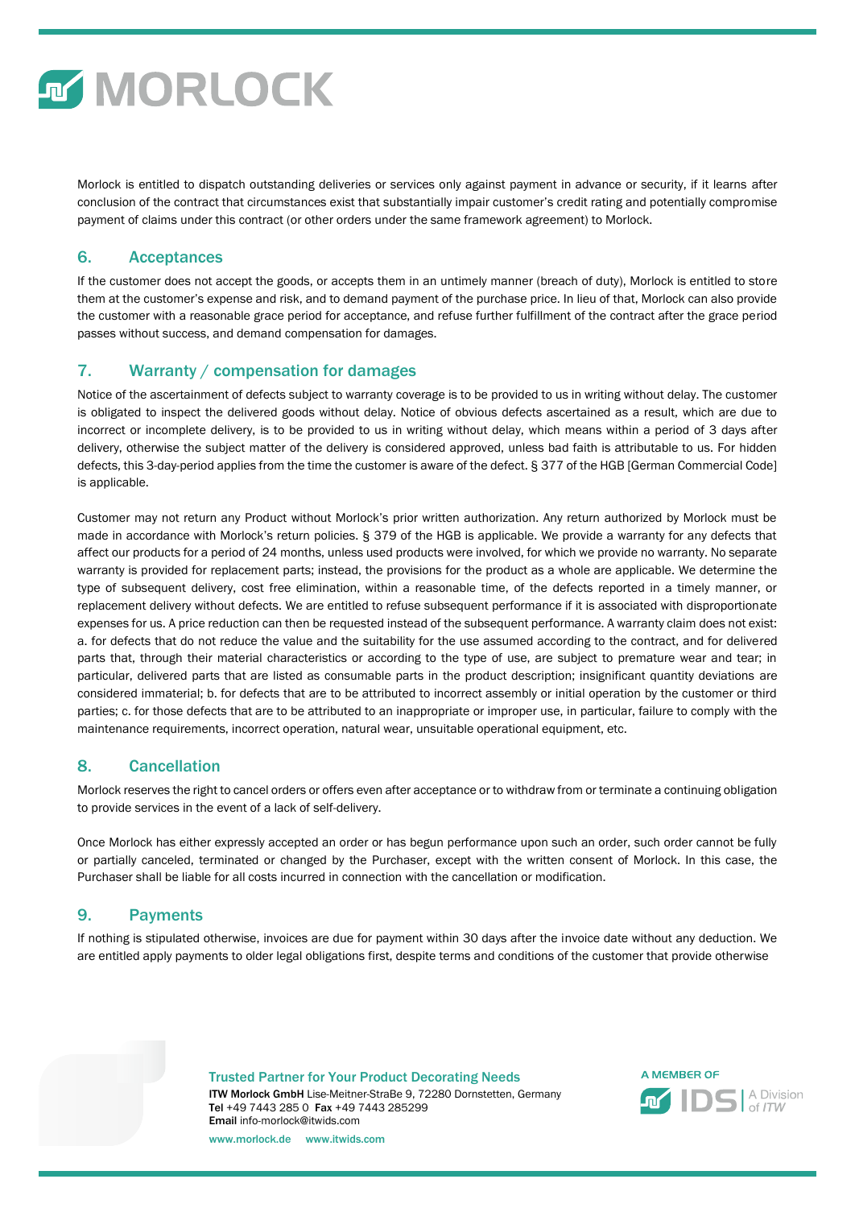Morlock is entitled to dispatch outstanding deliveries or services only against payment in advance or security, if it learns after conclusion of the contract that circumstances exist that substantially impair customer's credit rating and potentially compromise payment of claims under this contract (or other orders under the same framework agreement) to Morlock.

## 6. Acceptances

If the customer does not accept the goods, or accepts them in an untimely manner (breach of duty), Morlock is entitled to store them at the customer's expense and risk, and to demand payment of the purchase price. In lieu of that, Morlock can also provide the customer with a reasonable grace period for acceptance, and refuse further fulfillment of the contract after the grace period passes without success, and demand compensation for damages.

## 7. Warranty / compensation for damages

Notice of the ascertainment of defects subject to warranty coverage is to be provided to us in writing without delay. The customer is obligated to inspect the delivered goods without delay. Notice of obvious defects ascertained as a result, which are due to incorrect or incomplete delivery, is to be provided to us in writing without delay, which means within a period of 3 days after delivery, otherwise the subject matter of the delivery is considered approved, unless bad faith is attributable to us. For hidden defects, this 3-day-period applies from the time the customer is aware of the defect. § 377 of the HGB [German Commercial Code] is applicable.

Customer may not return any Product without Morlock's prior written authorization. Any return authorized by Morlock must be made in accordance with Morlock's return policies. § 379 of the HGB is applicable. We provide a warranty for any defects that affect our products for a period of 24 months, unless used products were involved, for which we provide no warranty. No separate warranty is provided for replacement parts; instead, the provisions for the product as a whole are applicable. We determine the type of subsequent delivery, cost free elimination, within a reasonable time, of the defects reported in a timely manner, or replacement delivery without defects. We are entitled to refuse subsequent performance if it is associated with disproportionate expenses for us. A price reduction can then be requested instead of the subsequent performance. A warranty claim does not exist: a. for defects that do not reduce the value and the suitability for the use assumed according to the contract, and for delivered parts that, through their material characteristics or according to the type of use, are subject to premature wear and tear; in particular, delivered parts that are listed as consumable parts in the product description; insignificant quantity deviations are considered immaterial; b. for defects that are to be attributed to incorrect assembly or initial operation by the customer or third parties; c. for those defects that are to be attributed to an inappropriate or improper use, in particular, failure to comply with the maintenance requirements, incorrect operation, natural wear, unsuitable operational equipment, etc.

## 8. Cancellation

Morlock reserves the right to cancel orders or offers even after acceptance or to withdraw from or terminate a continuing obligation to provide services in the event of a lack of self-delivery.

Once Morlock has either expressly accepted an order or has begun performance upon such an order, such order cannot be fully or partially canceled, terminated or changed by the Purchaser, except with the written consent of Morlock. In this case, the Purchaser shall be liable for all costs incurred in connection with the cancellation or modification.

## 9. Payments

If nothing is stipulated otherwise, invoices are due for payment within 30 days after the invoice date without any deduction. We are entitled apply payments to older legal obligations first, despite terms and conditions of the customer that provide otherwise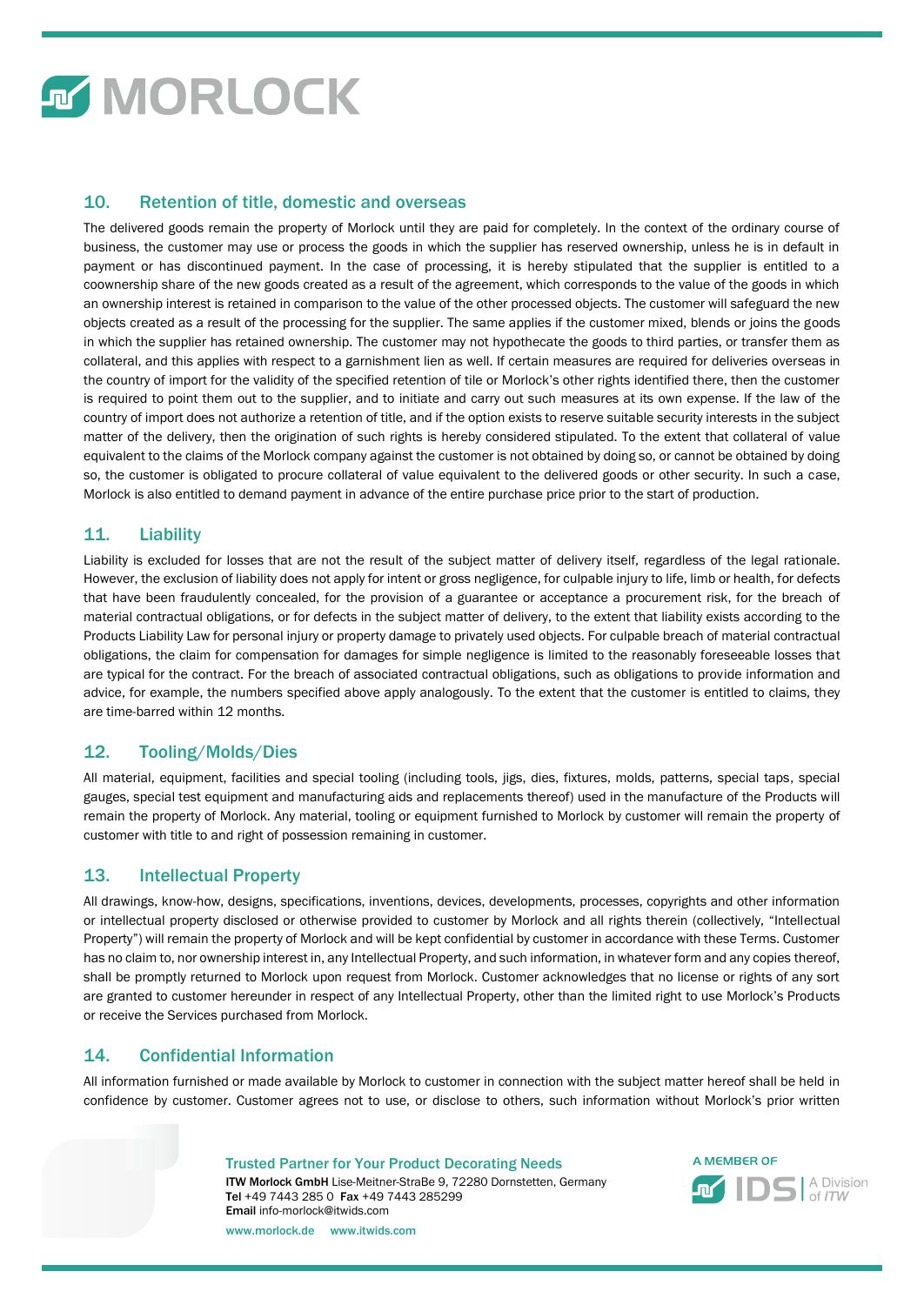## 10. Retention of title, domestic and overseas

The delivered goods remain the property of Morlock until they are paid for completely. In the context of the ordinary course of business, the customer may use or process the goods in which the supplier has reserved ownership, unless he is in default in payment or has discontinued payment. In the case of processing, it is hereby stipulated that the supplier is entitled to a coownership share of the new goods created as a result of the agreement, which corresponds to the value of the goods in which an ownership interest is retained in comparison to the value of the other processed objects. The customer will safeguard the new objects created as a result of the processing for the supplier. The same applies if the customer mixed, blends or joins the goods in which the supplier has retained ownership. The customer may not hypothecate the goods to third parties, or transfer them as collateral, and this applies with respect to a garnishment lien as well. If certain measures are required for deliveries overseas in the country of import for the validity of the specified retention of tile or Morlock's other rights identified there, then the customer is required to point them out to the supplier, and to initiate and carry out such measures at its own expense. If the law of the country of import does not authorize a retention of title, and if the option exists to reserve suitable security interests in the subject matter of the delivery, then the origination of such rights is hereby considered stipulated. To the extent that collateral of value equivalent to the claims of the Morlock company against the customer is not obtained by doing so, or cannot be obtained by doing so, the customer is obligated to procure collateral of value equivalent to the delivered goods or other security. In such a case, Morlock is also entitled to demand payment in advance of the entire purchase price prior to the start of production.

## 11. Liability

Liability is excluded for losses that are not the result of the subject matter of delivery itself, regardless of the legal rationale. However, the exclusion of liability does not apply for intent or gross negligence, for culpable injury to life, limb or health, for defects that have been fraudulently concealed, for the provision of a guarantee or acceptance a procurement risk, for the breach of material contractual obligations, or for defects in the subject matter of delivery, to the extent that liability exists according to the Products Liability Law for personal injury or property damage to privately used objects. For culpable breach of material contractual obligations, the claim for compensation for damages for simple negligence is limited to the reasonably foreseeable losses that are typical for the contract. For the breach of associated contractual obligations, such as obligations to provide information and advice, for example, the numbers specified above apply analogously. To the extent that the customer is entitled to claims, they are time-barred within 12 months.

## 12. Tooling/Molds/Dies

All material, equipment, facilities and special tooling (including tools, jigs, dies, fixtures, molds, patterns, special taps, special gauges, special test equipment and manufacturing aids and replacements thereof) used in the manufacture of the Products will remain the property of Morlock. Any material, tooling or equipment furnished to Morlock by customer will remain the property of customer with title to and right of possession remaining in customer.

## 13. Intellectual Property

All drawings, know-how, designs, specifications, inventions, devices, developments, processes, copyrights and other information or intellectual property disclosed or otherwise provided to customer by Morlock and all rights therein (collectively, "Intellectual Property") will remain the property of Morlock and will be kept confidential by customer in accordance with these Terms. Customer has no claim to, nor ownership interest in, any Intellectual Property, and such information, in whatever form and any copies thereof, shall be promptly returned to Morlock upon request from Morlock. Customer acknowledges that no license or rights of any sort are granted to customer hereunder in respect of any Intellectual Property, other than the limited right to use Morlock's Products or receive the Services purchased from Morlock.

## 14. Confidential Information

All information furnished or made available by Morlock to customer in connection with the subject matter hereof shall be held in confidence by customer. Customer agrees not to use, or disclose to others, such information without Morlock's prior written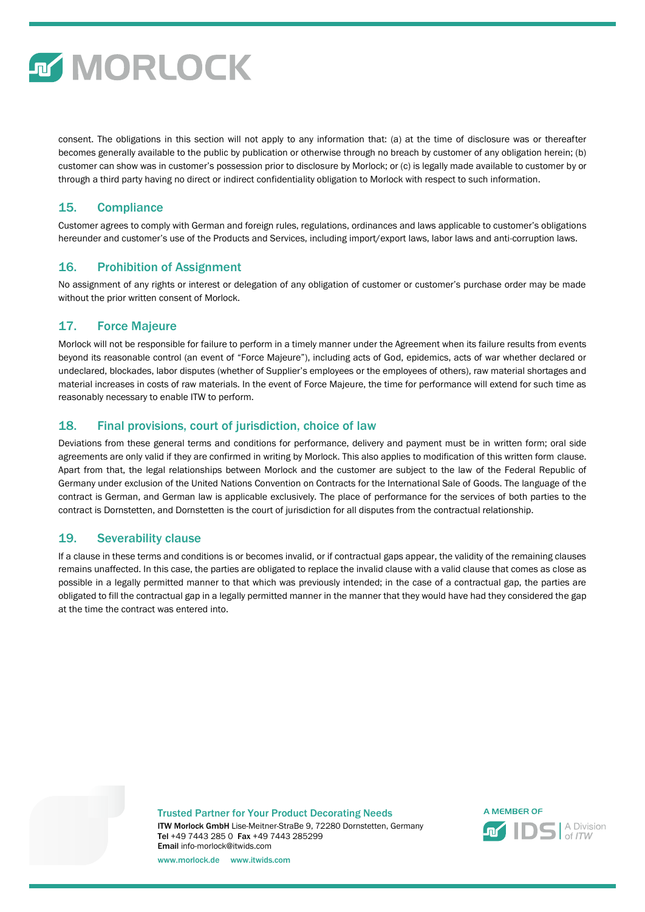consent. The obligations in this section will not apply to any information that: (a) at the time of disclosure was or thereafter becomes generally available to the public by publication or otherwise through no breach by customer of any obligation herein; (b) customer can show was in customer's possession prior to disclosure by Morlock; or (c) is legally made available to customer by or through a third party having no direct or indirect confidentiality obligation to Morlock with respect to such information.

## 15. Compliance

Customer agrees to comply with German and foreign rules, regulations, ordinances and laws applicable to customer's obligations hereunder and customer's use of the Products and Services, including import/export laws, labor laws and anti-corruption laws.

## 16. Prohibition of Assignment

No assignment of any rights or interest or delegation of any obligation of customer or customer's purchase order may be made without the prior written consent of Morlock.

## 17. Force Majeure

Morlock will not be responsible for failure to perform in a timely manner under the Agreement when its failure results from events beyond its reasonable control (an event of "Force Majeure"), including acts of God, epidemics, acts of war whether declared or undeclared, blockades, labor disputes (whether of Supplier's employees or the employees of others), raw material shortages and material increases in costs of raw materials. In the event of Force Majeure, the time for performance will extend for such time as reasonably necessary to enable ITW to perform.

## 18. Final provisions, court of jurisdiction, choice of law

Deviations from these general terms and conditions for performance, delivery and payment must be in written form; oral side agreements are only valid if they are confirmed in writing by Morlock. This also applies to modification of this written form clause. Apart from that, the legal relationships between Morlock and the customer are subject to the law of the Federal Republic of Germany under exclusion of the United Nations Convention on Contracts for the International Sale of Goods. The language of the contract is German, and German law is applicable exclusively. The place of performance for the services of both parties to the contract is Dornstetten, and Dornstetten is the court of jurisdiction for all disputes from the contractual relationship.

## 19. Severability clause

If a clause in these terms and conditions is or becomes invalid, or if contractual gaps appear, the validity of the remaining clauses remains unaffected. In this case, the parties are obligated to replace the invalid clause with a valid clause that comes as close as possible in a legally permitted manner to that which was previously intended; in the case of a contractual gap, the parties are obligated to fill the contractual gap in a legally permitted manner in the manner that they would have had they considered the gap at the time the contract was entered into.